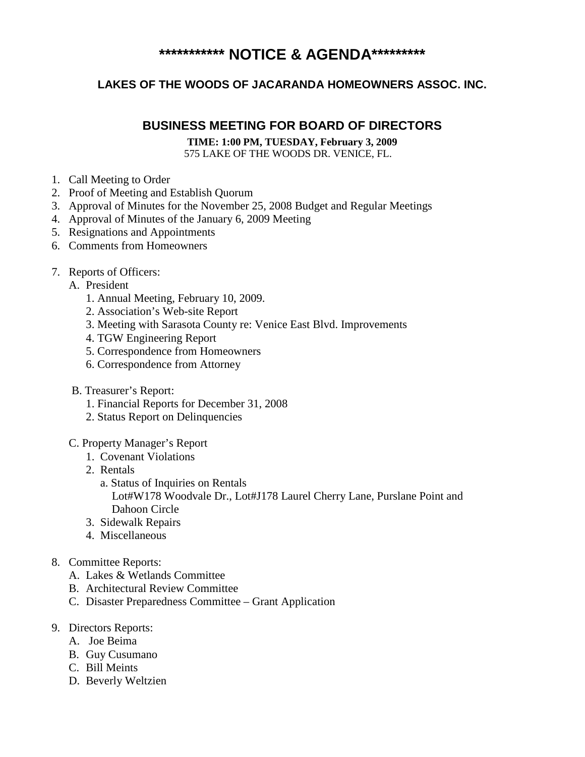# *********** NOTICE & AGENDA*********

## LAKES OF THE WOODS OF JACARANDA HOMEOWNERS ASSOC. INC.

## BUSINESS MEETING FOR BOARD OF DIRECTORS

**TIME: 1:00 PM, TUESDAY, February 3, 2009**
575 LAKE OF THE WOODS DR. VENICE, FL.

1. Call Meeting to Order
2. Proof of Meeting and Establish Quorum
3. Approval of Minutes for the November 25, 2008 Budget and Regular Meetings
4. Approval of Minutes of the January 6, 2009 Meeting
5. Resignations and Appointments
6. Comments from Homeowners
7. Reports of Officers:
   - A. President
     1. Annual Meeting, February 10, 2009.
     2. Association's Web-site Report
     3. Meeting with Sarasota County re: Venice East Blvd. Improvements
     4. TGW Engineering Report
     5. Correspondence from Homeowners
     6. Correspondence from Attorney
   - B. Treasurer's Report:
     1. Financial Reports for December 31, 2008
     2. Status Report on Delinquencies
   - C. Property Manager's Report
     1. Covenant Violations
     2. Rentals
        - a. Status of Inquiries on Rentals
          Lot#W178 Woodvale Dr., Lot#J178 Laurel Cherry Lane, Purslane Point and Dahoon Circle
     3. Sidewalk Repairs
     4. Miscellaneous
8. Committee Reports:
   - A. Lakes & Wetlands Committee
   - B. Architectural Review Committee
   - C. Disaster Preparedness Committee – Grant Application
9. Directors Reports:
   - A. Joe Beima
   - B. Guy Cusumano
   - C. Bill Meints
   - D. Beverly Weltzien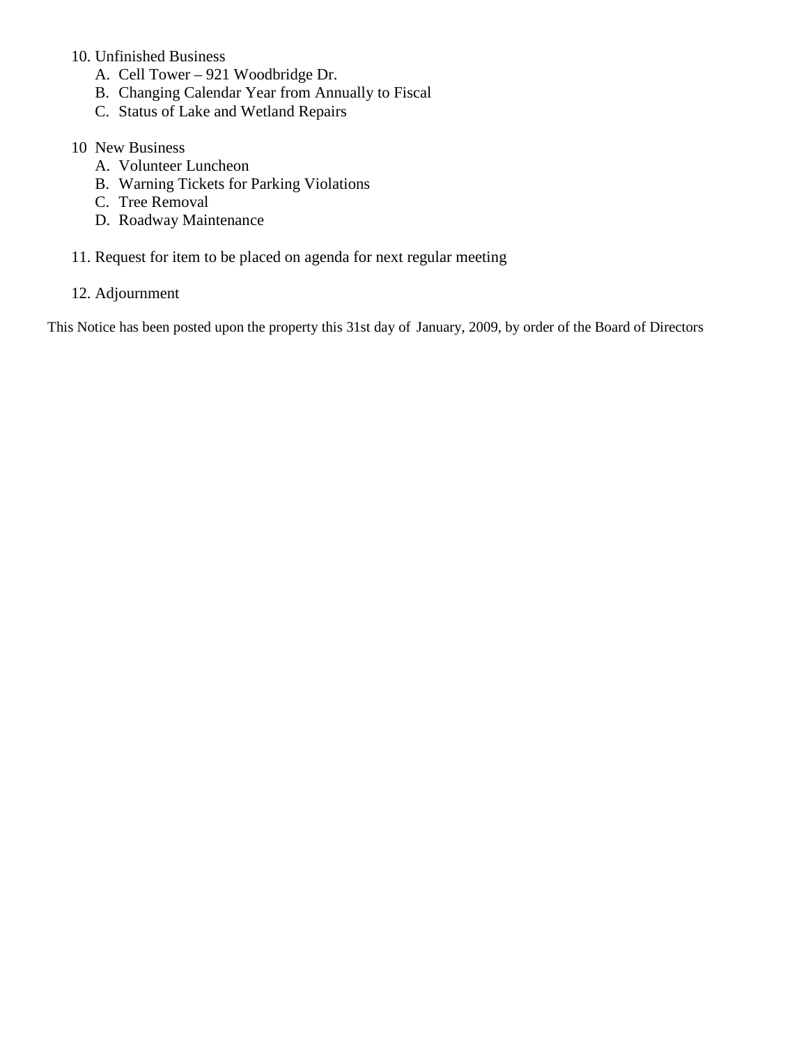10. Unfinished Business
    - A. Cell Tower – 921 Woodbridge Dr.
    - B. Changing Calendar Year from Annually to Fiscal
    - C. Status of Lake and Wetland Repairs

10 New Business
   - A. Volunteer Luncheon
   - B. Warning Tickets for Parking Violations
   - C. Tree Removal
   - D. Roadway Maintenance

11. Request for item to be placed on agenda for next regular meeting

12. Adjournment

This Notice has been posted upon the property this 31st day of January, 2009, by order of the Board of Directors